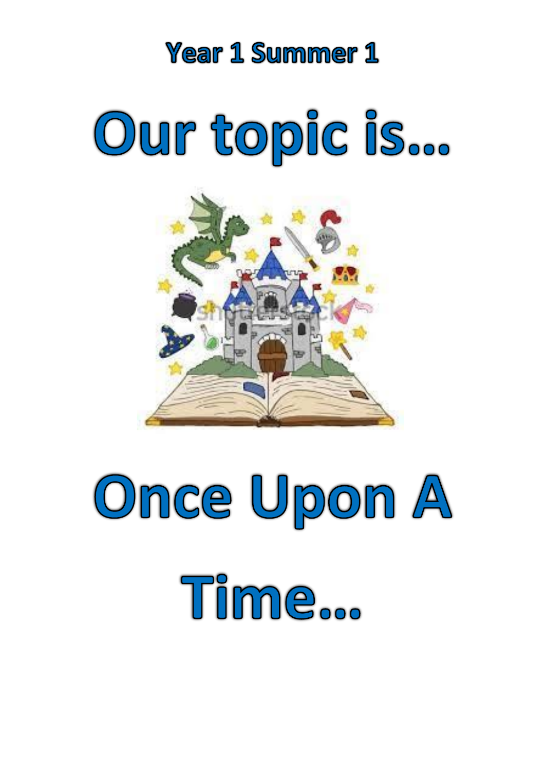## Year 1 Summer 1

# Our topic is...

# Once Upon A Time...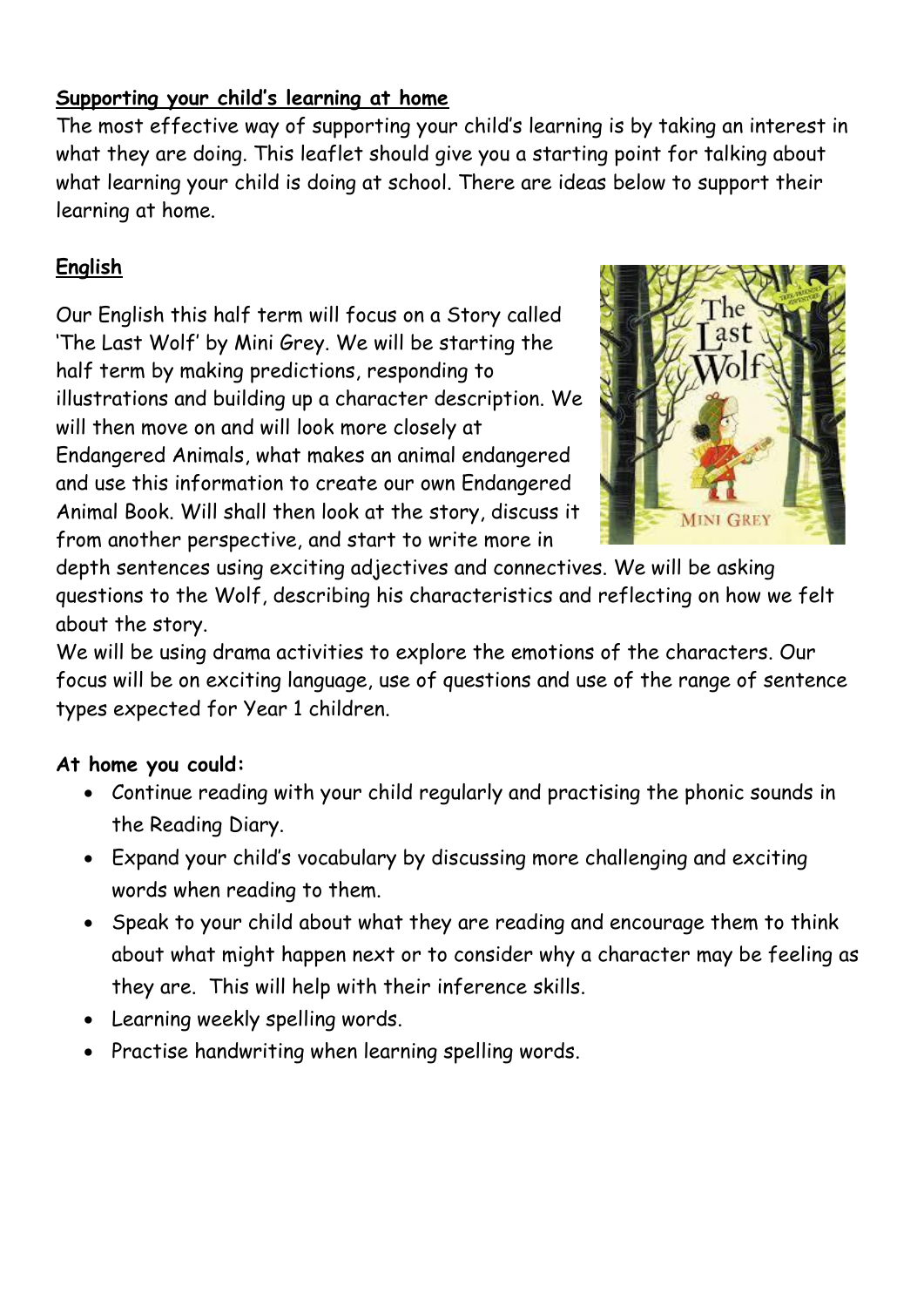## Supporting your child's learning at home

The most effective way of supporting your child's learning is by taking an interest in what they are doing. This leaflet should give you a starting point for talking about what learning your child is doing at school. There are ideas below to support their learning at home.

## English

Our English this half term will focus on a Story called 'The Last Wolf' by Mini Grey. We will be starting the half term by making predictions, responding to illustrations and building up a character description. We will then move on and will look more closely at Endangered Animals, what makes an animal endangered and use this information to create our own Endangered Animal Book. Will shall then look at the story, discuss it from another perspective, and start to write more in depth sentences using exciting adjectives and connectives. We will be asking questions to the Wolf, describing his characteristics and reflecting on how we felt about the story.

We will be using drama activities to explore the emotions of the characters. Our focus will be on exciting language, use of questions and use of the range of sentence types expected for Year 1 children.

**At home you could:**

- Continue reading with your child regularly and practising the phonic sounds in the Reading Diary.
- Expand your child's vocabulary by discussing more challenging and exciting words when reading to them.
- Speak to your child about what they are reading and encourage them to think about what might happen next or to consider why a character may be feeling as they are. This will help with their inference skills.
- Learning weekly spelling words.
- Practise handwriting when learning spelling words.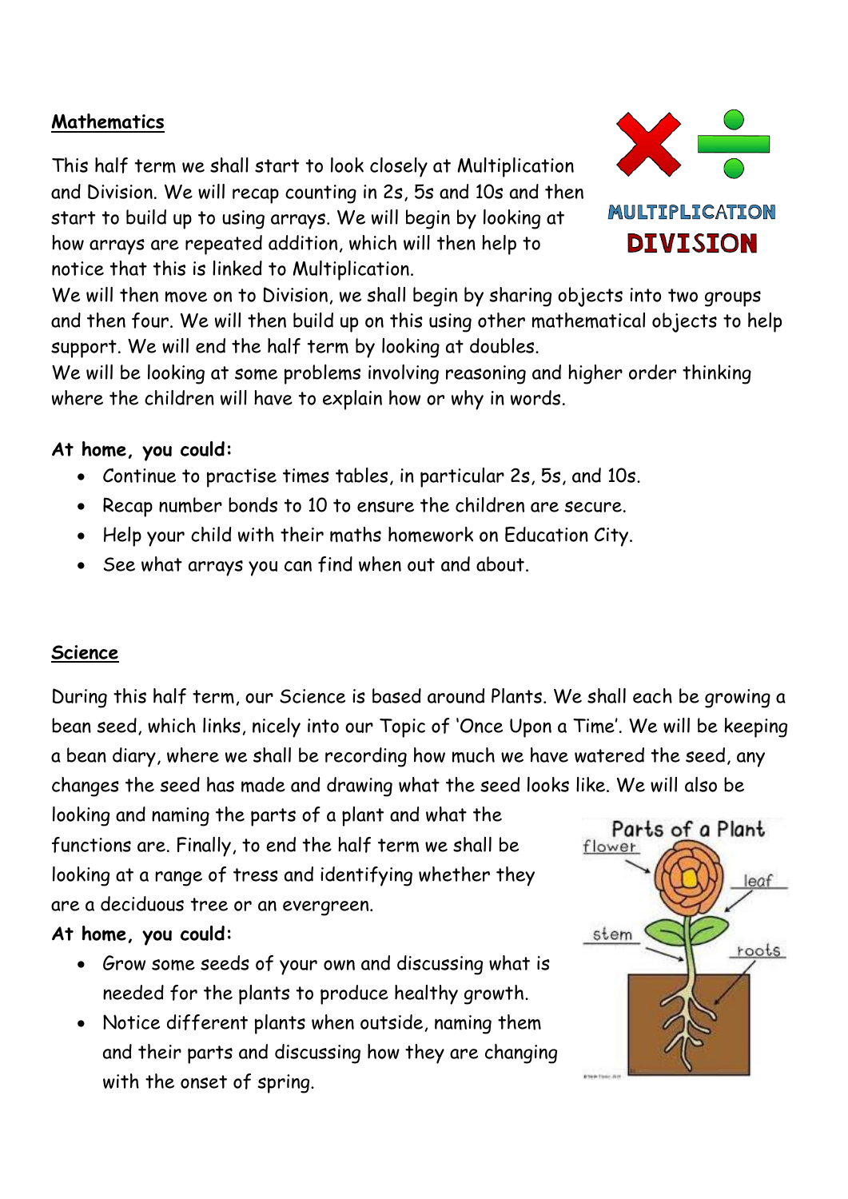## Mathematics

This half term we shall start to look closely at Multiplication and Division. We will recap counting in 2s, 5s and 10s and then start to build up to using arrays. We will begin by looking at how arrays are repeated addition, which will then help to notice that this is linked to Multiplication.

We will then move on to Division, we shall begin by sharing objects into two groups and then four. We will then build up on this using other mathematical objects to help support. We will end the half term by looking at doubles.

We will be looking at some problems involving reasoning and higher order thinking where the children will have to explain how or why in words.

**At home, you could:**

- Continue to practise times tables, in particular 2s, 5s, and 10s.
- Recap number bonds to 10 to ensure the children are secure.
- Help your child with their maths homework on Education City.
- See what arrays you can find when out and about.

## Science

During this half term, our Science is based around Plants. We shall each be growing a bean seed, which links, nicely into our Topic of 'Once Upon a Time'. We will be keeping a bean diary, where we shall be recording how much we have watered the seed, any changes the seed has made and drawing what the seed looks like. We will also be looking and naming the parts of a plant and what the functions are. Finally, to end the half term we shall be looking at a range of tress and identifying whether they are a deciduous tree or an evergreen.

**At home, you could:**

- Grow some seeds of your own and discussing what is needed for the plants to produce healthy growth.
- Notice different plants when outside, naming them and their parts and discussing how they are changing with the onset of spring.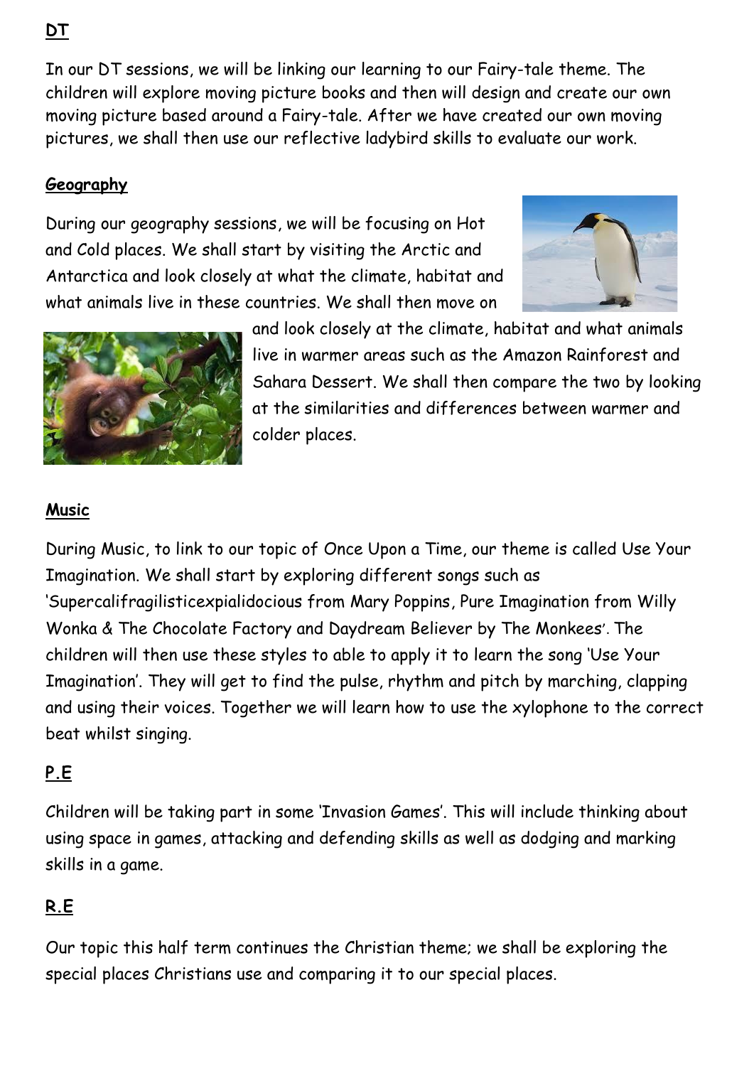## DT

In our DT sessions, we will be linking our learning to our Fairy-tale theme. The children will explore moving picture books and then will design and create our own moving picture based around a Fairy-tale. After we have created our own moving pictures, we shall then use our reflective ladybird skills to evaluate our work.

## Geography

During our geography sessions, we will be focusing on Hot and Cold places. We shall start by visiting the Arctic and Antarctica and look closely at what the climate, habitat and what animals live in these countries. We shall then move on and look closely at the climate, habitat and what animals live in warmer areas such as the Amazon Rainforest and Sahara Dessert. We shall then compare the two by looking at the similarities and differences between warmer and colder places.

## Music

During Music, to link to our topic of Once Upon a Time, our theme is called Use Your Imagination. We shall start by exploring different songs such as 'Supercalifragilisticexpialidocious from Mary Poppins, Pure Imagination from Willy Wonka & The Chocolate Factory and Daydream Believer by The Monkees'. The children will then use these styles to able to apply it to learn the song 'Use Your Imagination'. They will get to find the pulse, rhythm and pitch by marching, clapping and using their voices. Together we will learn how to use the xylophone to the correct beat whilst singing.

## P.E

Children will be taking part in some 'Invasion Games'. This will include thinking about using space in games, attacking and defending skills as well as dodging and marking skills in a game.

## R.E

Our topic this half term continues the Christian theme; we shall be exploring the special places Christians use and comparing it to our special places.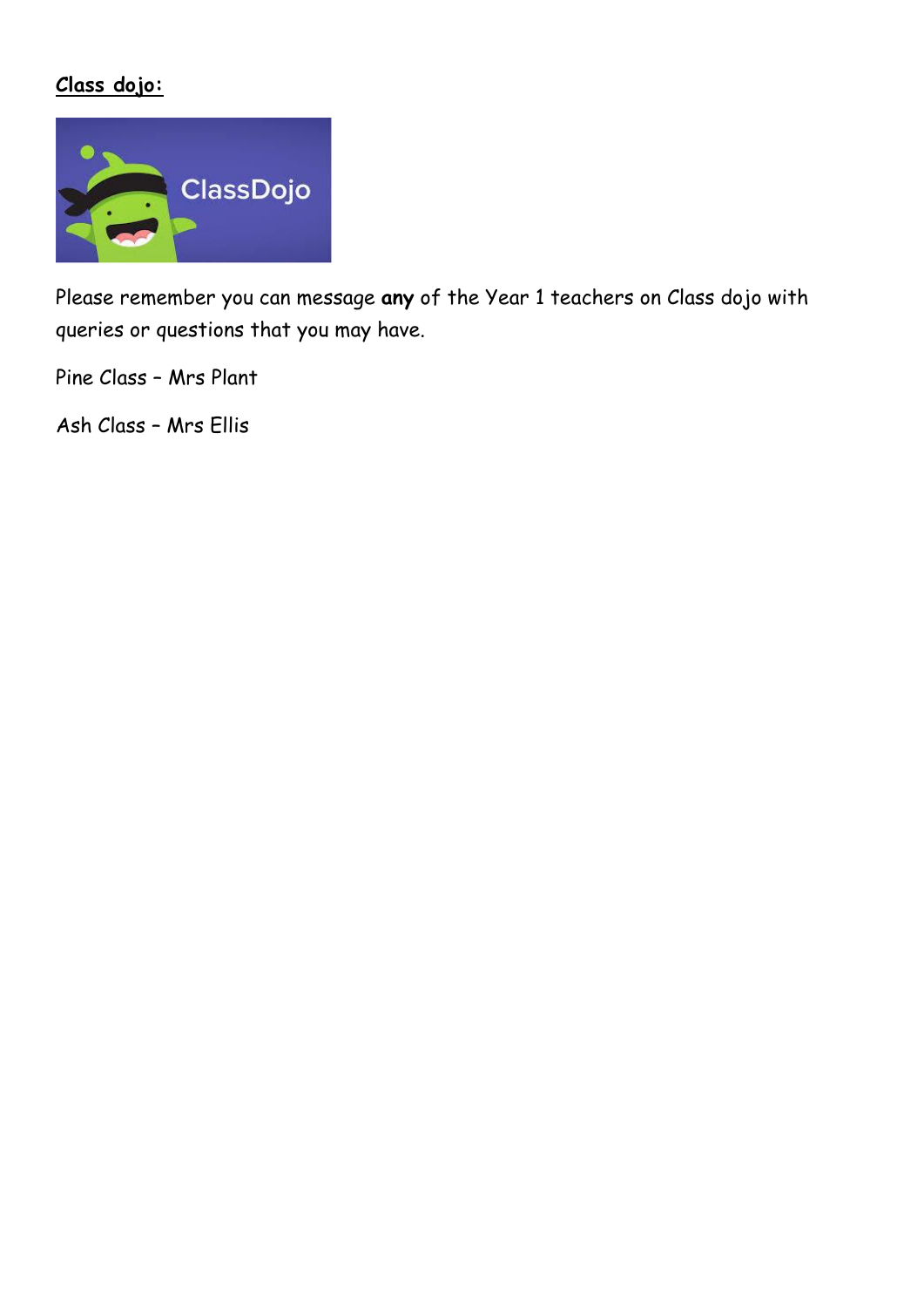**Class dojo:**

Please remember you can message **any** of the Year 1 teachers on Class dojo with queries or questions that you may have.

Pine Class – Mrs Plant

Ash Class – Mrs Ellis